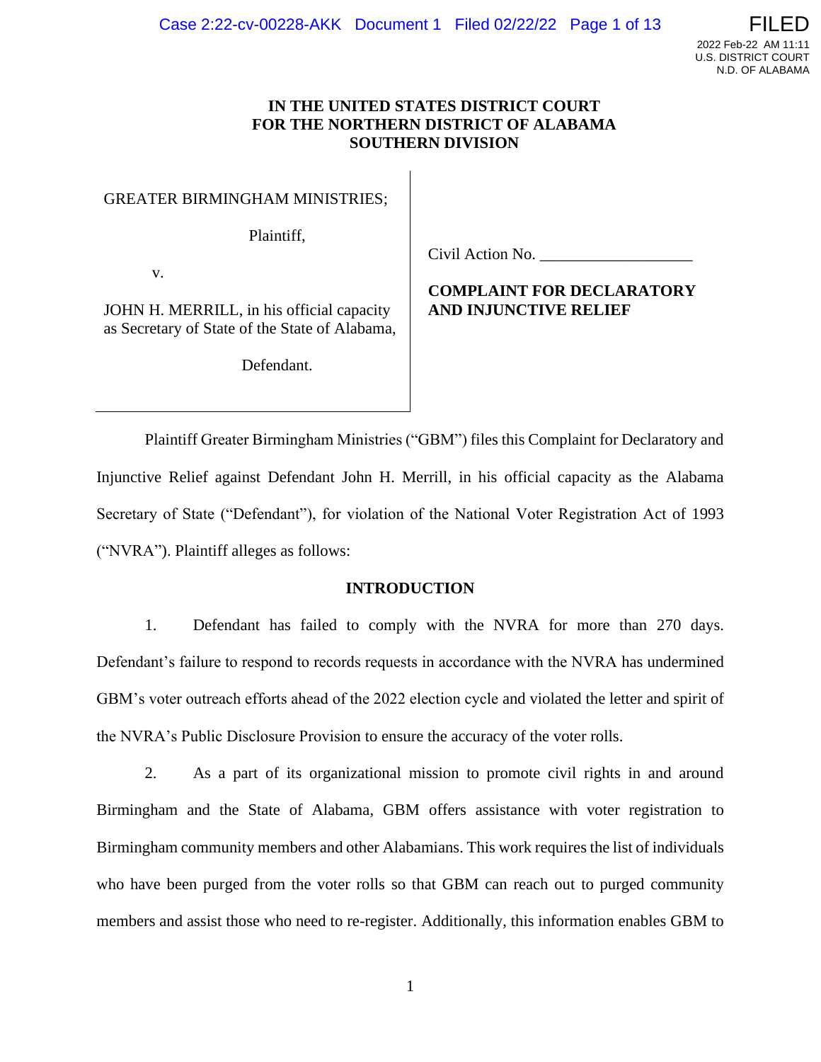**IN THE UNITED STATES DISTRICT COURT FOR THE NORTHERN DISTRICT OF ALABAMA SOUTHERN DIVISION**

| | |
|---|---|
| GREATER BIRMINGHAM MINISTRIES;<br><br>Plaintiff,<br><br>v.<br><br>JOHN H. MERRILL, in his official capacity as Secretary of State of the State of Alabama,<br><br>Defendant. | Civil Action No. ___________________<br><br>**COMPLAINT FOR DECLARATORY AND INJUNCTIVE RELIEF** |

Plaintiff Greater Birmingham Ministries ("GBM") files this Complaint for Declaratory and Injunctive Relief against Defendant John H. Merrill, in his official capacity as the Alabama Secretary of State ("Defendant"), for violation of the National Voter Registration Act of 1993 ("NVRA"). Plaintiff alleges as follows:

## INTRODUCTION

1. Defendant has failed to comply with the NVRA for more than 270 days. Defendant's failure to respond to records requests in accordance with the NVRA has undermined GBM's voter outreach efforts ahead of the 2022 election cycle and violated the letter and spirit of the NVRA's Public Disclosure Provision to ensure the accuracy of the voter rolls.

2. As a part of its organizational mission to promote civil rights in and around Birmingham and the State of Alabama, GBM offers assistance with voter registration to Birmingham community members and other Alabamians. This work requires the list of individuals who have been purged from the voter rolls so that GBM can reach out to purged community members and assist those who need to re-register. Additionally, this information enables GBM to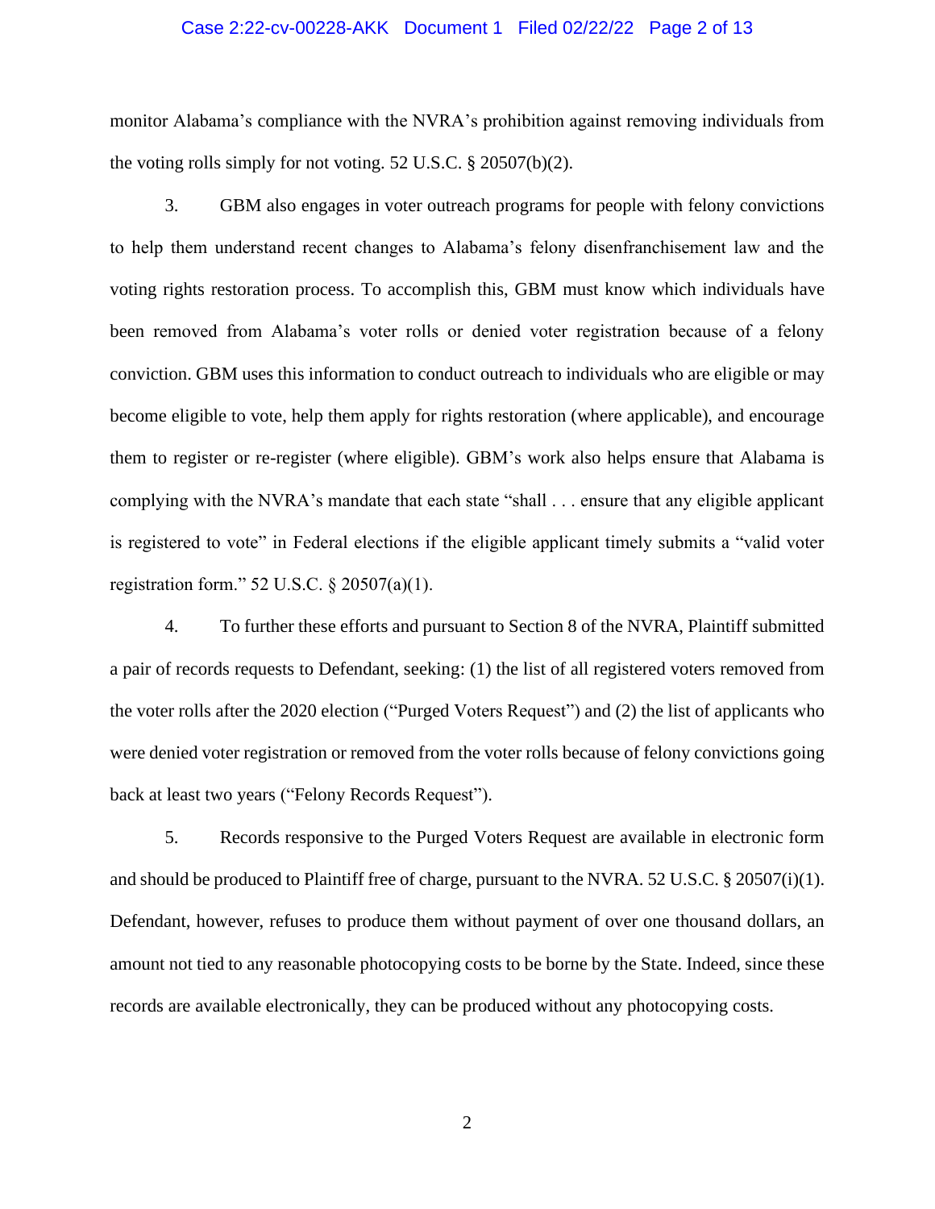monitor Alabama's compliance with the NVRA's prohibition against removing individuals from the voting rolls simply for not voting. 52 U.S.C. § 20507(b)(2).

3. GBM also engages in voter outreach programs for people with felony convictions to help them understand recent changes to Alabama's felony disenfranchisement law and the voting rights restoration process. To accomplish this, GBM must know which individuals have been removed from Alabama's voter rolls or denied voter registration because of a felony conviction. GBM uses this information to conduct outreach to individuals who are eligible or may become eligible to vote, help them apply for rights restoration (where applicable), and encourage them to register or re-register (where eligible). GBM's work also helps ensure that Alabama is complying with the NVRA's mandate that each state "shall . . . ensure that any eligible applicant is registered to vote" in Federal elections if the eligible applicant timely submits a "valid voter registration form." 52 U.S.C. § 20507(a)(1).

4. To further these efforts and pursuant to Section 8 of the NVRA, Plaintiff submitted a pair of records requests to Defendant, seeking: (1) the list of all registered voters removed from the voter rolls after the 2020 election ("Purged Voters Request") and (2) the list of applicants who were denied voter registration or removed from the voter rolls because of felony convictions going back at least two years ("Felony Records Request").

5. Records responsive to the Purged Voters Request are available in electronic form and should be produced to Plaintiff free of charge, pursuant to the NVRA. 52 U.S.C. § 20507(i)(1). Defendant, however, refuses to produce them without payment of over one thousand dollars, an amount not tied to any reasonable photocopying costs to be borne by the State. Indeed, since these records are available electronically, they can be produced without any photocopying costs.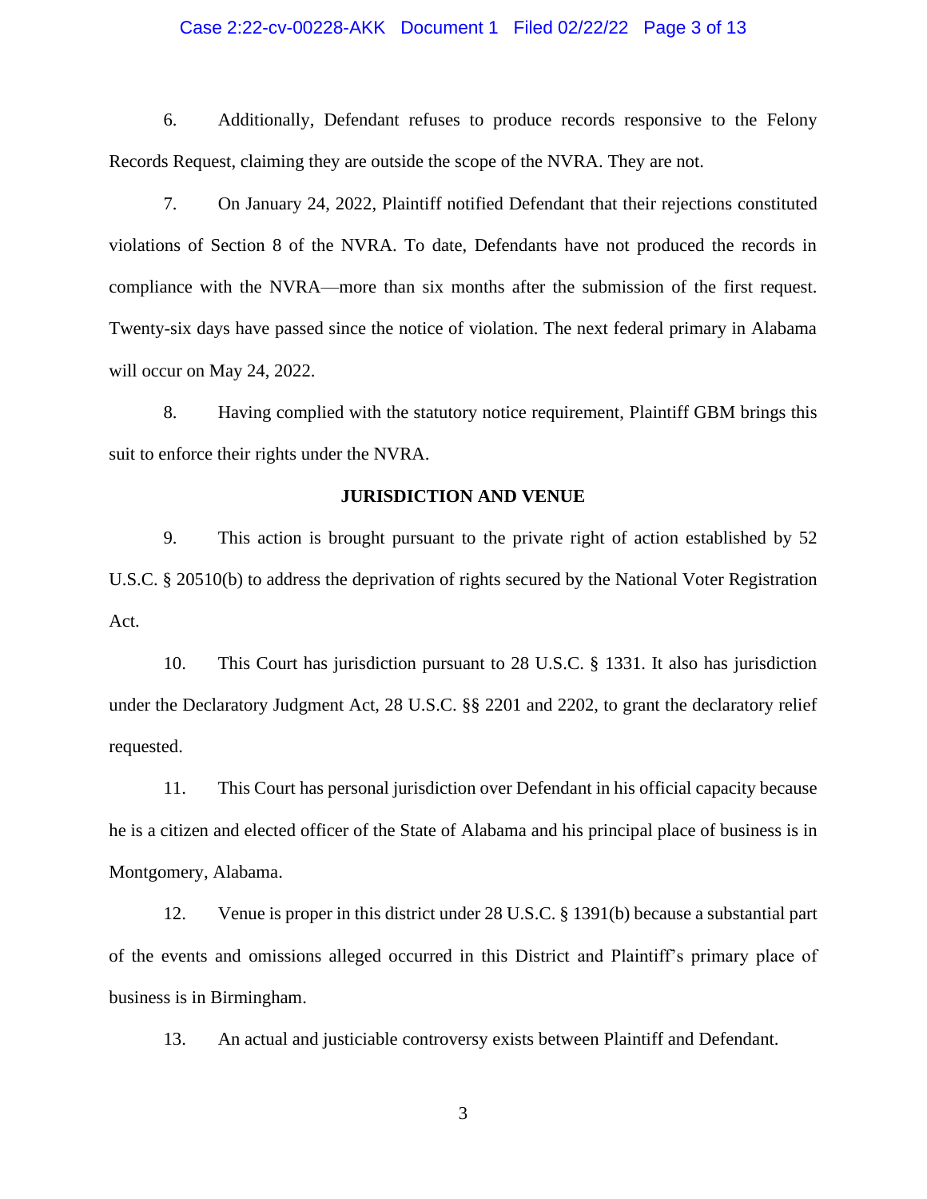6. Additionally, Defendant refuses to produce records responsive to the Felony Records Request, claiming they are outside the scope of the NVRA. They are not.

7. On January 24, 2022, Plaintiff notified Defendant that their rejections constituted violations of Section 8 of the NVRA. To date, Defendants have not produced the records in compliance with the NVRA—more than six months after the submission of the first request. Twenty-six days have passed since the notice of violation. The next federal primary in Alabama will occur on May 24, 2022.

8. Having complied with the statutory notice requirement, Plaintiff GBM brings this suit to enforce their rights under the NVRA.

## JURISDICTION AND VENUE

9. This action is brought pursuant to the private right of action established by 52 U.S.C. § 20510(b) to address the deprivation of rights secured by the National Voter Registration Act.

10. This Court has jurisdiction pursuant to 28 U.S.C. § 1331. It also has jurisdiction under the Declaratory Judgment Act, 28 U.S.C. §§ 2201 and 2202, to grant the declaratory relief requested.

11. This Court has personal jurisdiction over Defendant in his official capacity because he is a citizen and elected officer of the State of Alabama and his principal place of business is in Montgomery, Alabama.

12. Venue is proper in this district under 28 U.S.C. § 1391(b) because a substantial part of the events and omissions alleged occurred in this District and Plaintiff's primary place of business is in Birmingham.

13. An actual and justiciable controversy exists between Plaintiff and Defendant.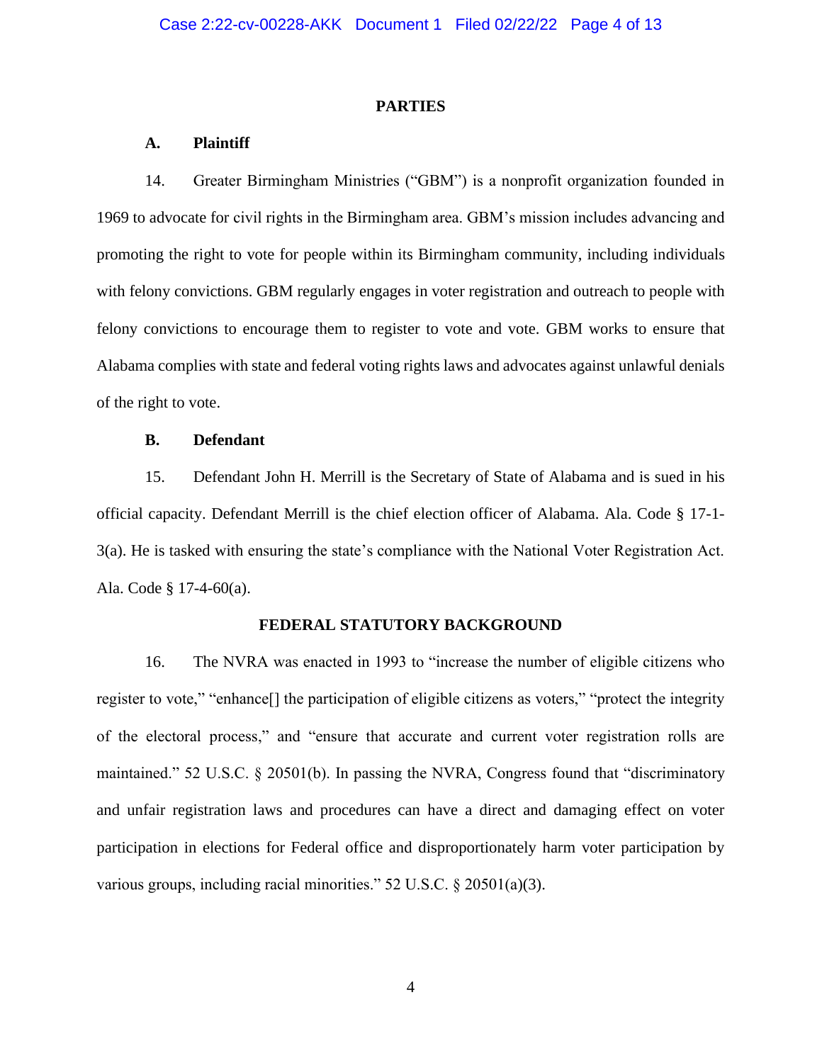## PARTIES

### A. Plaintiff

14. Greater Birmingham Ministries ("GBM") is a nonprofit organization founded in 1969 to advocate for civil rights in the Birmingham area. GBM's mission includes advancing and promoting the right to vote for people within its Birmingham community, including individuals with felony convictions. GBM regularly engages in voter registration and outreach to people with felony convictions to encourage them to register to vote and vote. GBM works to ensure that Alabama complies with state and federal voting rights laws and advocates against unlawful denials of the right to vote.

### B. Defendant

15. Defendant John H. Merrill is the Secretary of State of Alabama and is sued in his official capacity. Defendant Merrill is the chief election officer of Alabama. Ala. Code § 17-1-3(a). He is tasked with ensuring the state's compliance with the National Voter Registration Act. Ala. Code § 17-4-60(a).

## FEDERAL STATUTORY BACKGROUND

16. The NVRA was enacted in 1993 to "increase the number of eligible citizens who register to vote," "enhance[] the participation of eligible citizens as voters," "protect the integrity of the electoral process," and "ensure that accurate and current voter registration rolls are maintained." 52 U.S.C. § 20501(b). In passing the NVRA, Congress found that "discriminatory and unfair registration laws and procedures can have a direct and damaging effect on voter participation in elections for Federal office and disproportionately harm voter participation by various groups, including racial minorities." 52 U.S.C. § 20501(a)(3).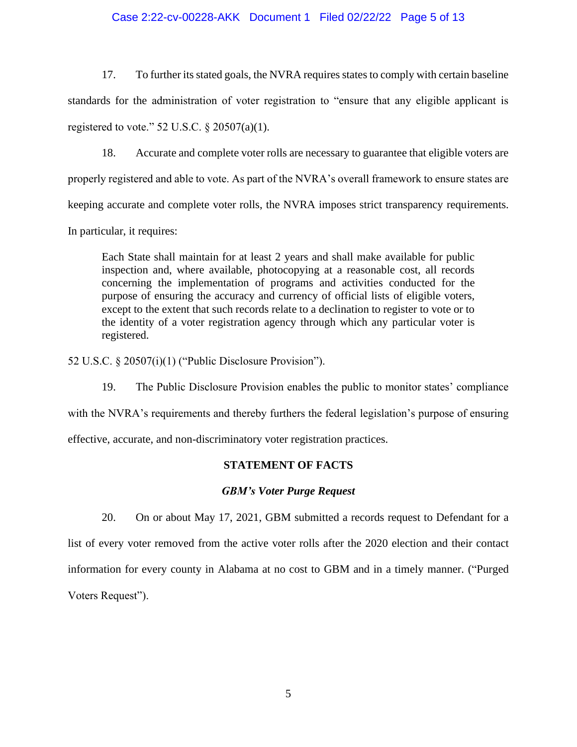17. To further its stated goals, the NVRA requires states to comply with certain baseline standards for the administration of voter registration to "ensure that any eligible applicant is registered to vote." 52 U.S.C. § 20507(a)(1).

18. Accurate and complete voter rolls are necessary to guarantee that eligible voters are properly registered and able to vote. As part of the NVRA's overall framework to ensure states are keeping accurate and complete voter rolls, the NVRA imposes strict transparency requirements. In particular, it requires:

> Each State shall maintain for at least 2 years and shall make available for public inspection and, where available, photocopying at a reasonable cost, all records concerning the implementation of programs and activities conducted for the purpose of ensuring the accuracy and currency of official lists of eligible voters, except to the extent that such records relate to a declination to register to vote or to the identity of a voter registration agency through which any particular voter is registered.

52 U.S.C. § 20507(i)(1) ("Public Disclosure Provision").

19. The Public Disclosure Provision enables the public to monitor states' compliance with the NVRA's requirements and thereby furthers the federal legislation's purpose of ensuring effective, accurate, and non-discriminatory voter registration practices.

## STATEMENT OF FACTS

### *GBM's Voter Purge Request*

20. On or about May 17, 2021, GBM submitted a records request to Defendant for a list of every voter removed from the active voter rolls after the 2020 election and their contact information for every county in Alabama at no cost to GBM and in a timely manner. ("Purged Voters Request").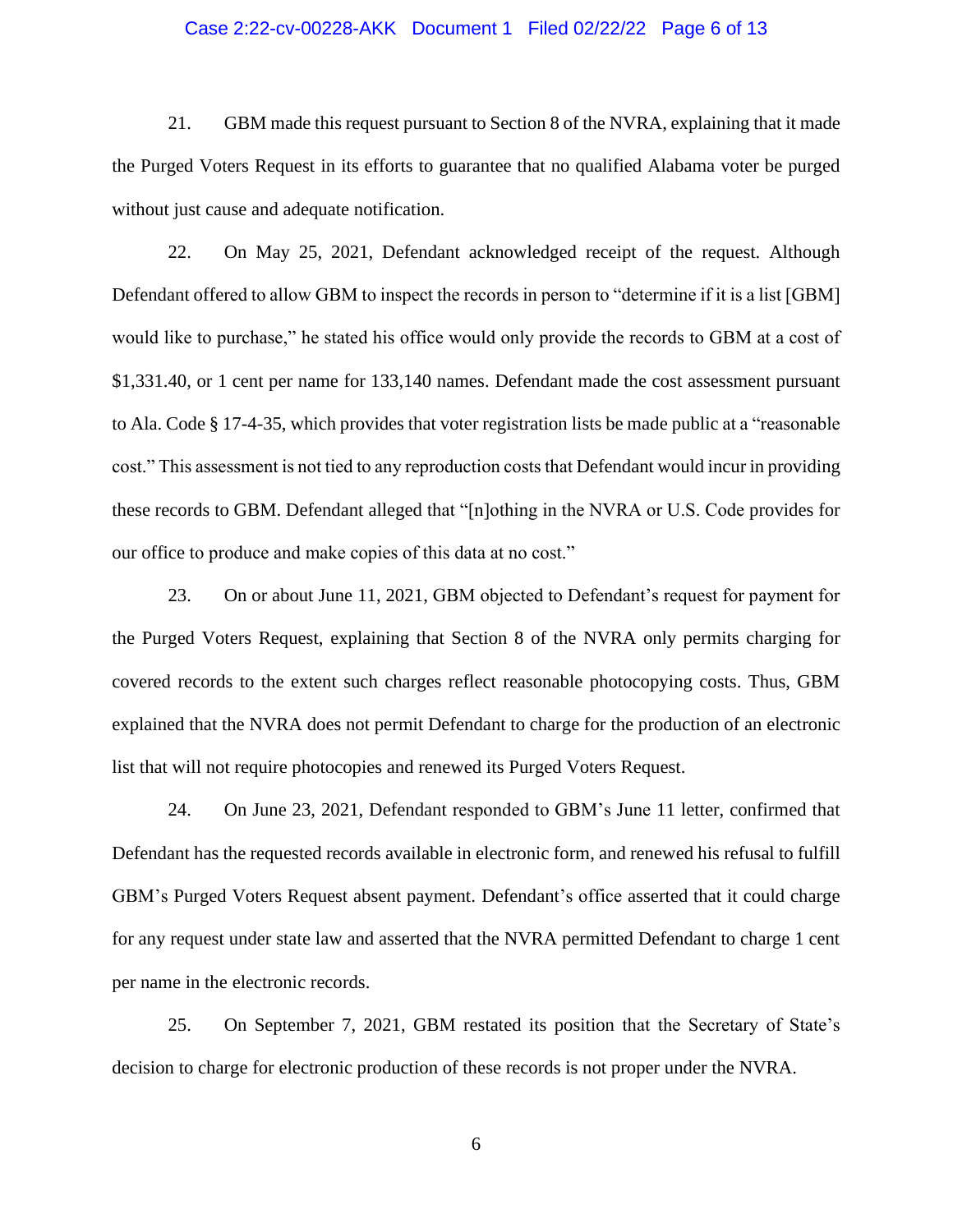21. GBM made this request pursuant to Section 8 of the NVRA, explaining that it made the Purged Voters Request in its efforts to guarantee that no qualified Alabama voter be purged without just cause and adequate notification.

22. On May 25, 2021, Defendant acknowledged receipt of the request. Although Defendant offered to allow GBM to inspect the records in person to "determine if it is a list [GBM] would like to purchase," he stated his office would only provide the records to GBM at a cost of $1,331.40, or 1 cent per name for 133,140 names. Defendant made the cost assessment pursuant to Ala. Code § 17-4-35, which provides that voter registration lists be made public at a "reasonable cost." This assessment is not tied to any reproduction costs that Defendant would incur in providing these records to GBM. Defendant alleged that "[n]othing in the NVRA or U.S. Code provides for our office to produce and make copies of this data at no cost."

23. On or about June 11, 2021, GBM objected to Defendant's request for payment for the Purged Voters Request, explaining that Section 8 of the NVRA only permits charging for covered records to the extent such charges reflect reasonable photocopying costs. Thus, GBM explained that the NVRA does not permit Defendant to charge for the production of an electronic list that will not require photocopies and renewed its Purged Voters Request.

24. On June 23, 2021, Defendant responded to GBM's June 11 letter, confirmed that Defendant has the requested records available in electronic form, and renewed his refusal to fulfill GBM's Purged Voters Request absent payment. Defendant's office asserted that it could charge for any request under state law and asserted that the NVRA permitted Defendant to charge 1 cent per name in the electronic records.

25. On September 7, 2021, GBM restated its position that the Secretary of State's decision to charge for electronic production of these records is not proper under the NVRA.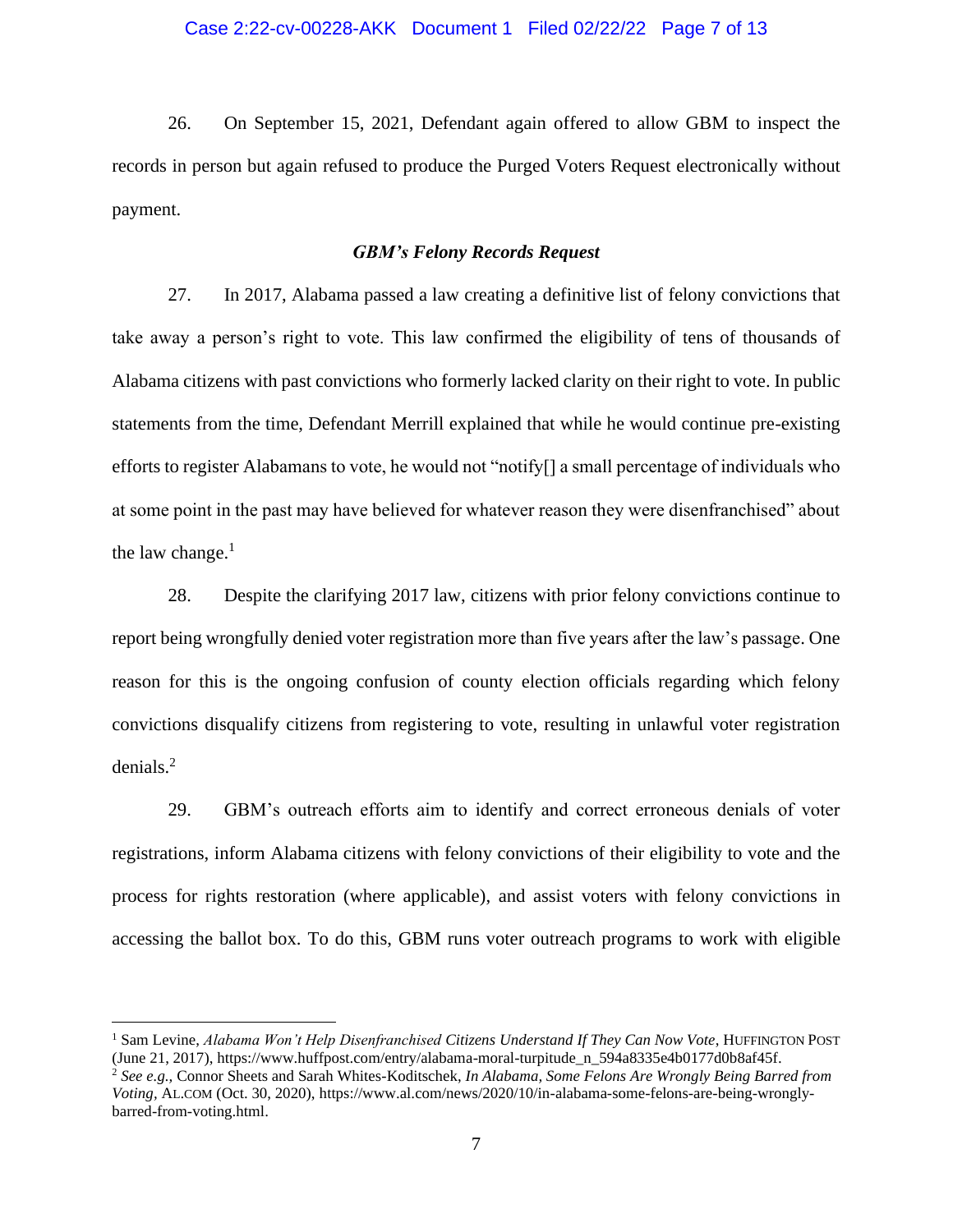26. On September 15, 2021, Defendant again offered to allow GBM to inspect the records in person but again refused to produce the Purged Voters Request electronically without payment.

### *GBM's Felony Records Request*

27. In 2017, Alabama passed a law creating a definitive list of felony convictions that take away a person's right to vote. This law confirmed the eligibility of tens of thousands of Alabama citizens with past convictions who formerly lacked clarity on their right to vote. In public statements from the time, Defendant Merrill explained that while he would continue pre-existing efforts to register Alabamans to vote, he would not "notify[] a small percentage of individuals who at some point in the past may have believed for whatever reason they were disenfranchised" about the law change.[1]

28. Despite the clarifying 2017 law, citizens with prior felony convictions continue to report being wrongfully denied voter registration more than five years after the law's passage. One reason for this is the ongoing confusion of county election officials regarding which felony convictions disqualify citizens from registering to vote, resulting in unlawful voter registration denials.[2]

29. GBM's outreach efforts aim to identify and correct erroneous denials of voter registrations, inform Alabama citizens with felony convictions of their eligibility to vote and the process for rights restoration (where applicable), and assist voters with felony convictions in accessing the ballot box. To do this, GBM runs voter outreach programs to work with eligible

---

[1] Sam Levine, *Alabama Won't Help Disenfranchised Citizens Understand If They Can Now Vote*, HUFFINGTON POST (June 21, 2017), https://www.huffpost.com/entry/alabama-moral-turpitude_n_594a8335e4b0177d0b8af45f.

[2] *See e.g.*, Connor Sheets and Sarah Whites-Koditschek, *In Alabama, Some Felons Are Wrongly Being Barred from Voting*, AL.COM (Oct. 30, 2020), https://www.al.com/news/2020/10/in-alabama-some-felons-are-being-wrongly-barred-from-voting.html.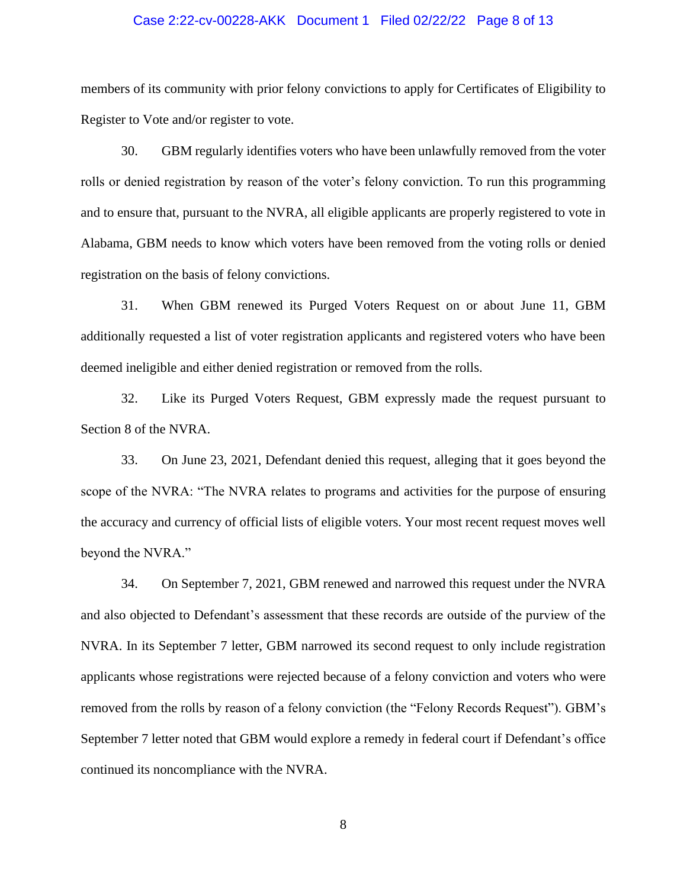members of its community with prior felony convictions to apply for Certificates of Eligibility to Register to Vote and/or register to vote.

30. GBM regularly identifies voters who have been unlawfully removed from the voter rolls or denied registration by reason of the voter's felony conviction. To run this programming and to ensure that, pursuant to the NVRA, all eligible applicants are properly registered to vote in Alabama, GBM needs to know which voters have been removed from the voting rolls or denied registration on the basis of felony convictions.

31. When GBM renewed its Purged Voters Request on or about June 11, GBM additionally requested a list of voter registration applicants and registered voters who have been deemed ineligible and either denied registration or removed from the rolls.

32. Like its Purged Voters Request, GBM expressly made the request pursuant to Section 8 of the NVRA.

33. On June 23, 2021, Defendant denied this request, alleging that it goes beyond the scope of the NVRA: "The NVRA relates to programs and activities for the purpose of ensuring the accuracy and currency of official lists of eligible voters. Your most recent request moves well beyond the NVRA."

34. On September 7, 2021, GBM renewed and narrowed this request under the NVRA and also objected to Defendant's assessment that these records are outside of the purview of the NVRA. In its September 7 letter, GBM narrowed its second request to only include registration applicants whose registrations were rejected because of a felony conviction and voters who were removed from the rolls by reason of a felony conviction (the "Felony Records Request"). GBM's September 7 letter noted that GBM would explore a remedy in federal court if Defendant's office continued its noncompliance with the NVRA.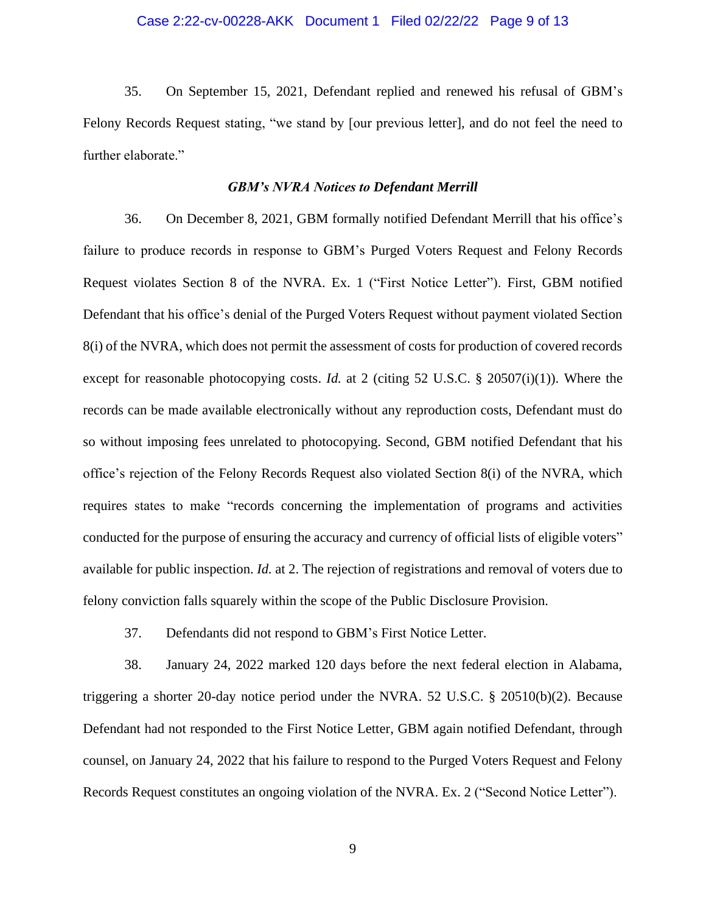35. On September 15, 2021, Defendant replied and renewed his refusal of GBM's Felony Records Request stating, "we stand by [our previous letter], and do not feel the need to further elaborate."

### *GBM's NVRA Notices to Defendant Merrill*

36. On December 8, 2021, GBM formally notified Defendant Merrill that his office's failure to produce records in response to GBM's Purged Voters Request and Felony Records Request violates Section 8 of the NVRA. Ex. 1 ("First Notice Letter"). First, GBM notified Defendant that his office's denial of the Purged Voters Request without payment violated Section 8(i) of the NVRA, which does not permit the assessment of costs for production of covered records except for reasonable photocopying costs. *Id.* at 2 (citing 52 U.S.C. § 20507(i)(1)). Where the records can be made available electronically without any reproduction costs, Defendant must do so without imposing fees unrelated to photocopying. Second, GBM notified Defendant that his office's rejection of the Felony Records Request also violated Section 8(i) of the NVRA, which requires states to make "records concerning the implementation of programs and activities conducted for the purpose of ensuring the accuracy and currency of official lists of eligible voters" available for public inspection. *Id.* at 2. The rejection of registrations and removal of voters due to felony conviction falls squarely within the scope of the Public Disclosure Provision.

37. Defendants did not respond to GBM's First Notice Letter.

38. January 24, 2022 marked 120 days before the next federal election in Alabama, triggering a shorter 20-day notice period under the NVRA. 52 U.S.C. § 20510(b)(2). Because Defendant had not responded to the First Notice Letter, GBM again notified Defendant, through counsel, on January 24, 2022 that his failure to respond to the Purged Voters Request and Felony Records Request constitutes an ongoing violation of the NVRA. Ex. 2 ("Second Notice Letter").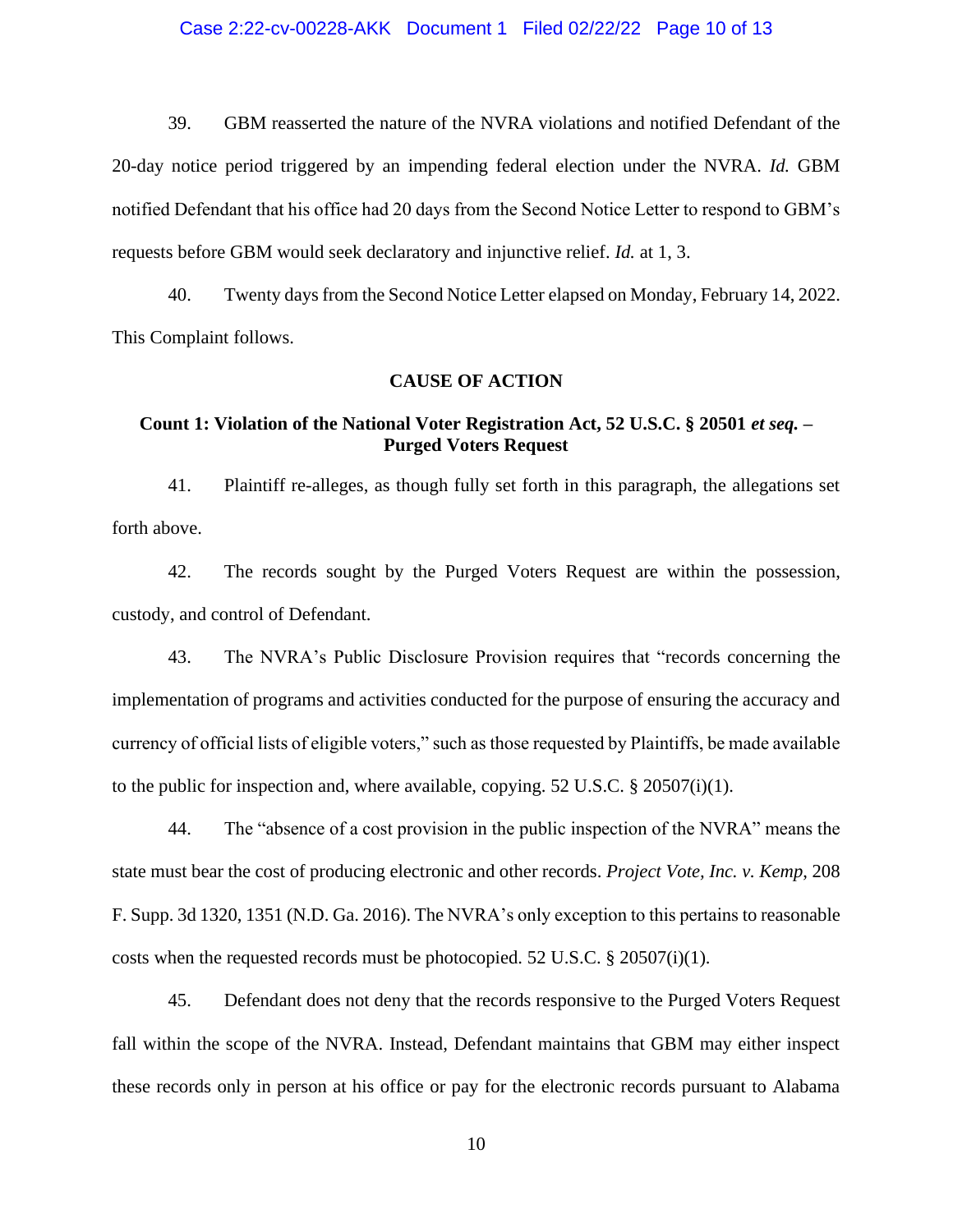39. GBM reasserted the nature of the NVRA violations and notified Defendant of the 20-day notice period triggered by an impending federal election under the NVRA. *Id.* GBM notified Defendant that his office had 20 days from the Second Notice Letter to respond to GBM's requests before GBM would seek declaratory and injunctive relief. *Id.* at 1, 3.

40. Twenty days from the Second Notice Letter elapsed on Monday, February 14, 2022. This Complaint follows.

## CAUSE OF ACTION

### Count 1: Violation of the National Voter Registration Act, 52 U.S.C. § 20501 *et seq.* – Purged Voters Request

41. Plaintiff re-alleges, as though fully set forth in this paragraph, the allegations set forth above.

42. The records sought by the Purged Voters Request are within the possession, custody, and control of Defendant.

43. The NVRA's Public Disclosure Provision requires that "records concerning the implementation of programs and activities conducted for the purpose of ensuring the accuracy and currency of official lists of eligible voters," such as those requested by Plaintiffs, be made available to the public for inspection and, where available, copying. 52 U.S.C. § 20507(i)(1).

44. The "absence of a cost provision in the public inspection of the NVRA" means the state must bear the cost of producing electronic and other records. *Project Vote, Inc. v. Kemp*, 208 F. Supp. 3d 1320, 1351 (N.D. Ga. 2016). The NVRA's only exception to this pertains to reasonable costs when the requested records must be photocopied. 52 U.S.C. § 20507(i)(1).

45. Defendant does not deny that the records responsive to the Purged Voters Request fall within the scope of the NVRA. Instead, Defendant maintains that GBM may either inspect these records only in person at his office or pay for the electronic records pursuant to Alabama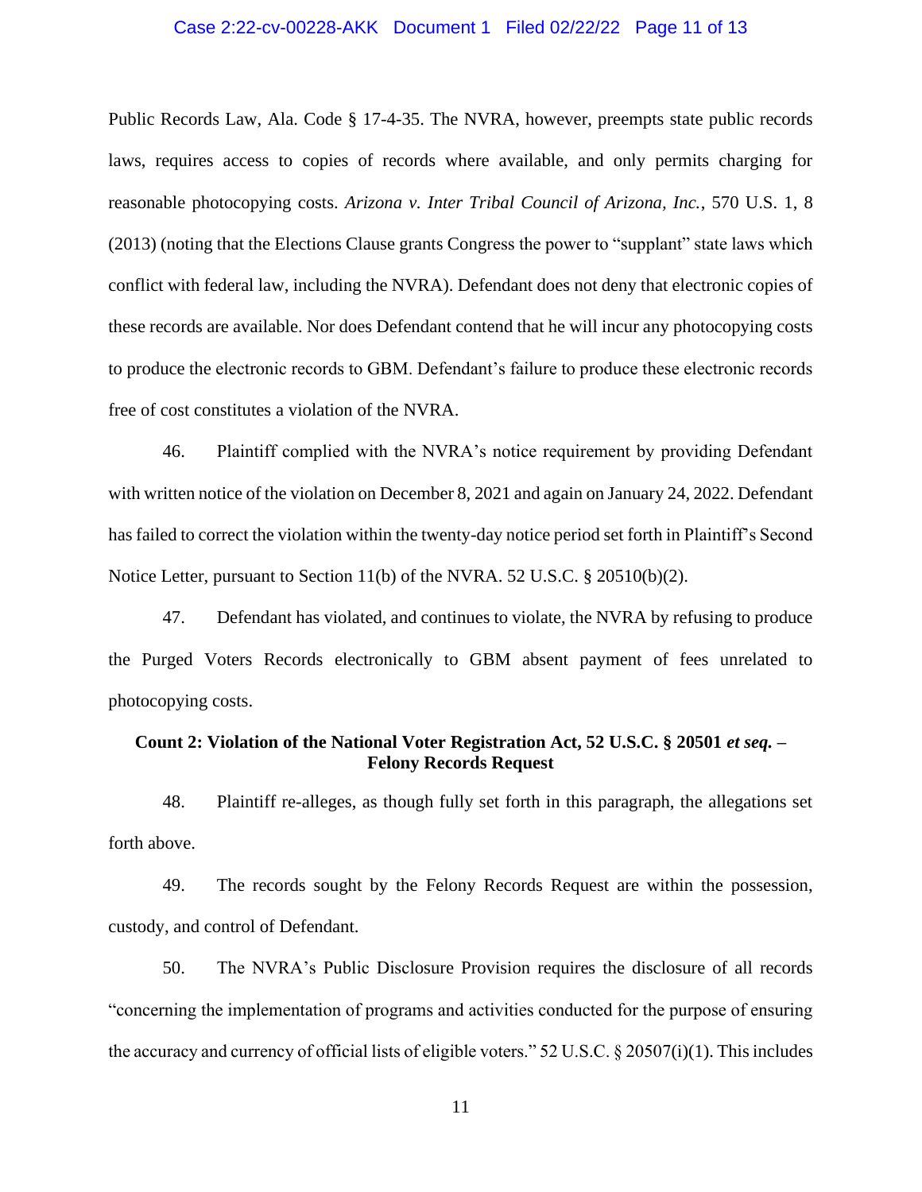Public Records Law, Ala. Code § 17-4-35. The NVRA, however, preempts state public records laws, requires access to copies of records where available, and only permits charging for reasonable photocopying costs. *Arizona v. Inter Tribal Council of Arizona, Inc.*, 570 U.S. 1, 8 (2013) (noting that the Elections Clause grants Congress the power to "supplant" state laws which conflict with federal law, including the NVRA). Defendant does not deny that electronic copies of these records are available. Nor does Defendant contend that he will incur any photocopying costs to produce the electronic records to GBM. Defendant's failure to produce these electronic records free of cost constitutes a violation of the NVRA.

46. Plaintiff complied with the NVRA's notice requirement by providing Defendant with written notice of the violation on December 8, 2021 and again on January 24, 2022. Defendant has failed to correct the violation within the twenty-day notice period set forth in Plaintiff's Second Notice Letter, pursuant to Section 11(b) of the NVRA. 52 U.S.C. § 20510(b)(2).

47. Defendant has violated, and continues to violate, the NVRA by refusing to produce the Purged Voters Records electronically to GBM absent payment of fees unrelated to photocopying costs.

**Count 2: Violation of the National Voter Registration Act, 52 U.S.C. § 20501 *et seq.* – Felony Records Request**

48. Plaintiff re-alleges, as though fully set forth in this paragraph, the allegations set forth above.

49. The records sought by the Felony Records Request are within the possession, custody, and control of Defendant.

50. The NVRA's Public Disclosure Provision requires the disclosure of all records "concerning the implementation of programs and activities conducted for the purpose of ensuring the accuracy and currency of official lists of eligible voters." 52 U.S.C. § 20507(i)(1). This includes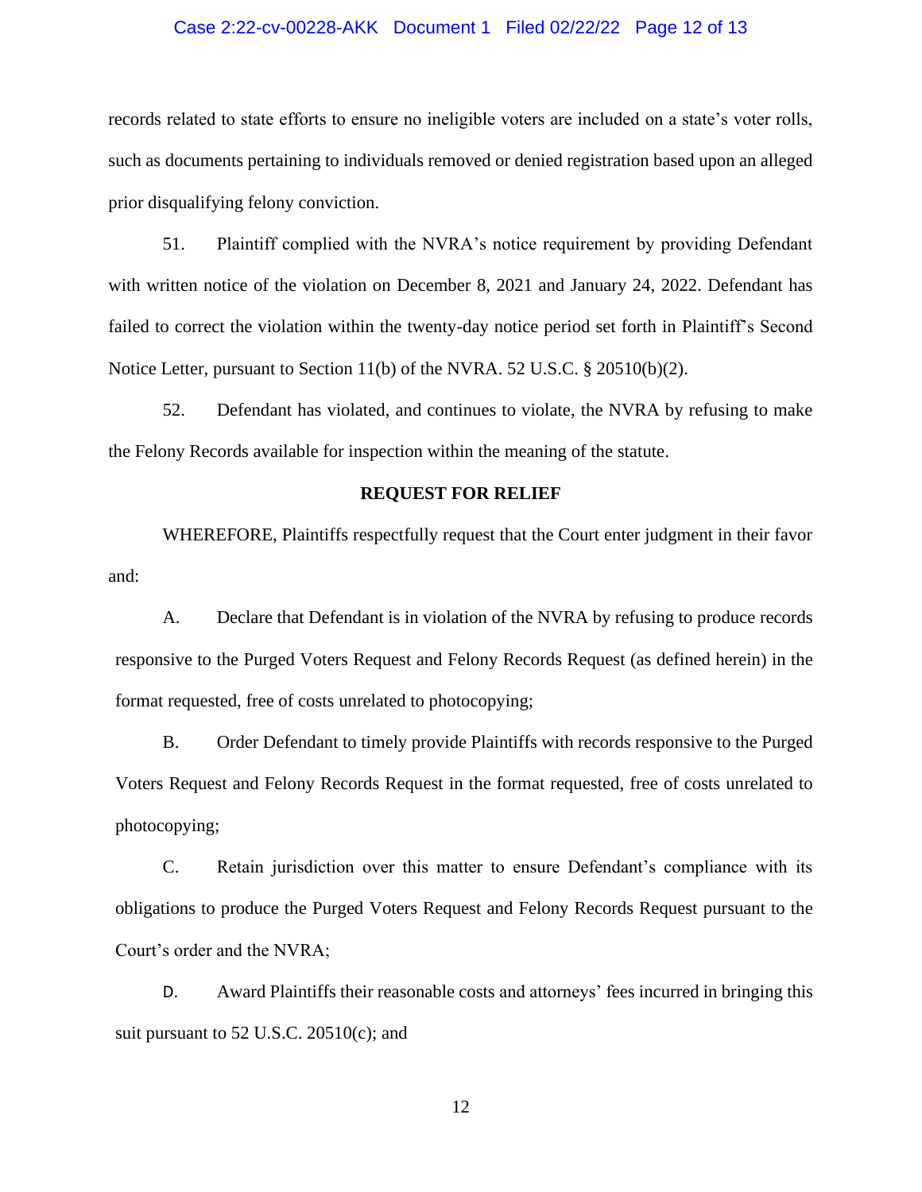records related to state efforts to ensure no ineligible voters are included on a state's voter rolls, such as documents pertaining to individuals removed or denied registration based upon an alleged prior disqualifying felony conviction.

51. Plaintiff complied with the NVRA's notice requirement by providing Defendant with written notice of the violation on December 8, 2021 and January 24, 2022. Defendant has failed to correct the violation within the twenty-day notice period set forth in Plaintiff's Second Notice Letter, pursuant to Section 11(b) of the NVRA. 52 U.S.C. § 20510(b)(2).

52. Defendant has violated, and continues to violate, the NVRA by refusing to make the Felony Records available for inspection within the meaning of the statute.

**REQUEST FOR RELIEF**

WHEREFORE, Plaintiffs respectfully request that the Court enter judgment in their favor and:

A. Declare that Defendant is in violation of the NVRA by refusing to produce records responsive to the Purged Voters Request and Felony Records Request (as defined herein) in the format requested, free of costs unrelated to photocopying;

B. Order Defendant to timely provide Plaintiffs with records responsive to the Purged Voters Request and Felony Records Request in the format requested, free of costs unrelated to photocopying;

C. Retain jurisdiction over this matter to ensure Defendant's compliance with its obligations to produce the Purged Voters Request and Felony Records Request pursuant to the Court's order and the NVRA;

D. Award Plaintiffs their reasonable costs and attorneys' fees incurred in bringing this suit pursuant to 52 U.S.C. 20510(c); and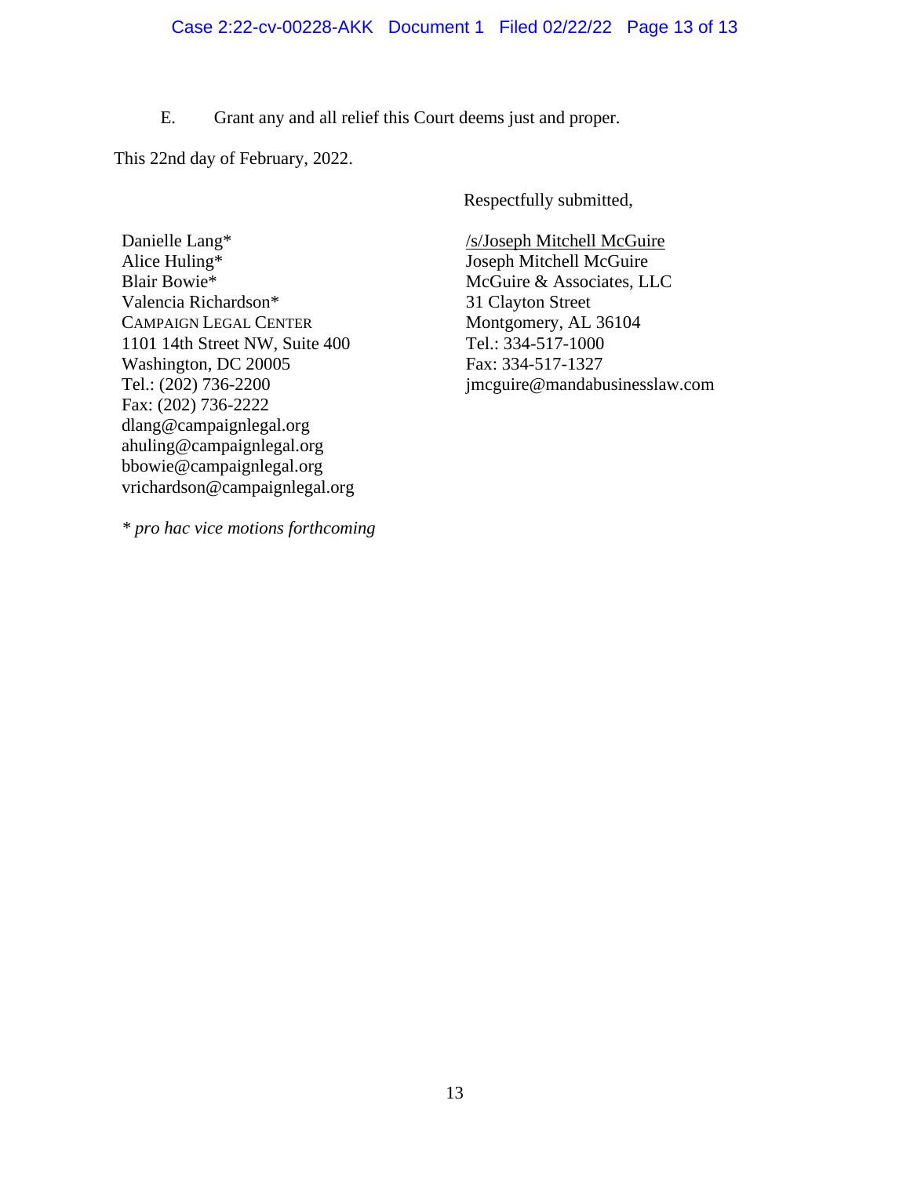E. Grant any and all relief this Court deems just and proper.

This 22nd day of February, 2022.

Respectfully submitted,

/s/Joseph Mitchell McGuire
Joseph Mitchell McGuire
McGuire & Associates, LLC
31 Clayton Street
Montgomery, AL 36104
Tel.: 334-517-1000
Fax: 334-517-1327
jmcguire@mandabusinesslaw.com

Danielle Lang*
Alice Huling*
Blair Bowie*
Valencia Richardson*
CAMPAIGN LEGAL CENTER
1101 14th Street NW, Suite 400
Washington, DC 20005
Tel.: (202) 736-2200
Fax: (202) 736-2222
dlang@campaignlegal.org
ahuling@campaignlegal.org
bbowie@campaignlegal.org
vrichardson@campaignlegal.org

*\* pro hac vice motions forthcoming*